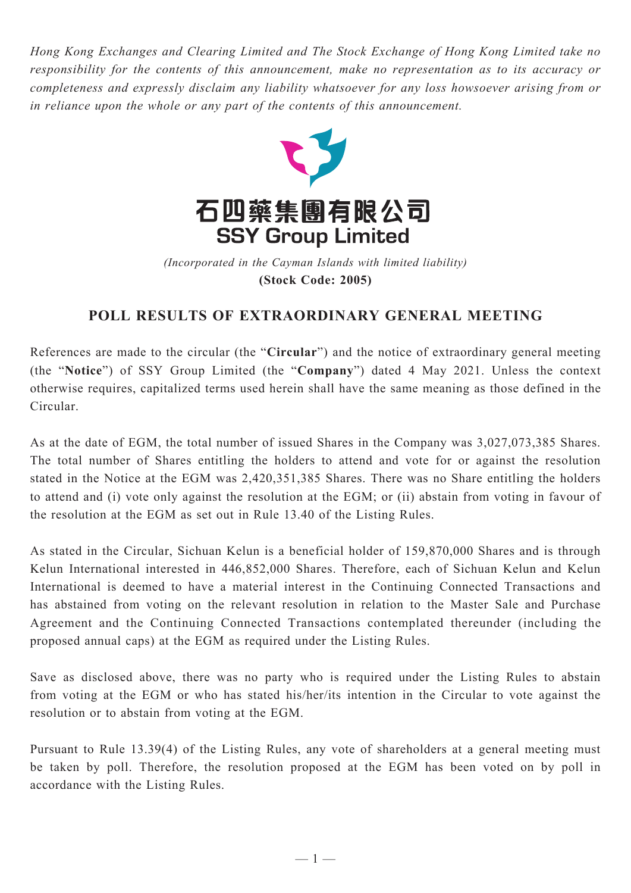*Hong Kong Exchanges and Clearing Limited and The Stock Exchange of Hong Kong Limited take no responsibility for the contents of this announcement, make no representation as to its accuracy or completeness and expressly disclaim any liability whatsoever for any loss howsoever arising from or in reliance upon the whole or any part of the contents of this announcement.*

# 石四藥集團有限公司
# SSY Group Limited

*(Incorporated in the Cayman Islands with limited liability)*
**(Stock Code: 2005)**

## POLL RESULTS OF EXTRAORDINARY GENERAL MEETING

References are made to the circular (the "**Circular**") and the notice of extraordinary general meeting (the "**Notice**") of SSY Group Limited (the "**Company**") dated 4 May 2021. Unless the context otherwise requires, capitalized terms used herein shall have the same meaning as those defined in the Circular.

As at the date of EGM, the total number of issued Shares in the Company was 3,027,073,385 Shares. The total number of Shares entitling the holders to attend and vote for or against the resolution stated in the Notice at the EGM was 2,420,351,385 Shares. There was no Share entitling the holders to attend and (i) vote only against the resolution at the EGM; or (ii) abstain from voting in favour of the resolution at the EGM as set out in Rule 13.40 of the Listing Rules.

As stated in the Circular, Sichuan Kelun is a beneficial holder of 159,870,000 Shares and is through Kelun International interested in 446,852,000 Shares. Therefore, each of Sichuan Kelun and Kelun International is deemed to have a material interest in the Continuing Connected Transactions and has abstained from voting on the relevant resolution in relation to the Master Sale and Purchase Agreement and the Continuing Connected Transactions contemplated thereunder (including the proposed annual caps) at the EGM as required under the Listing Rules.

Save as disclosed above, there was no party who is required under the Listing Rules to abstain from voting at the EGM or who has stated his/her/its intention in the Circular to vote against the resolution or to abstain from voting at the EGM.

Pursuant to Rule 13.39(4) of the Listing Rules, any vote of shareholders at a general meeting must be taken by poll. Therefore, the resolution proposed at the EGM has been voted on by poll in accordance with the Listing Rules.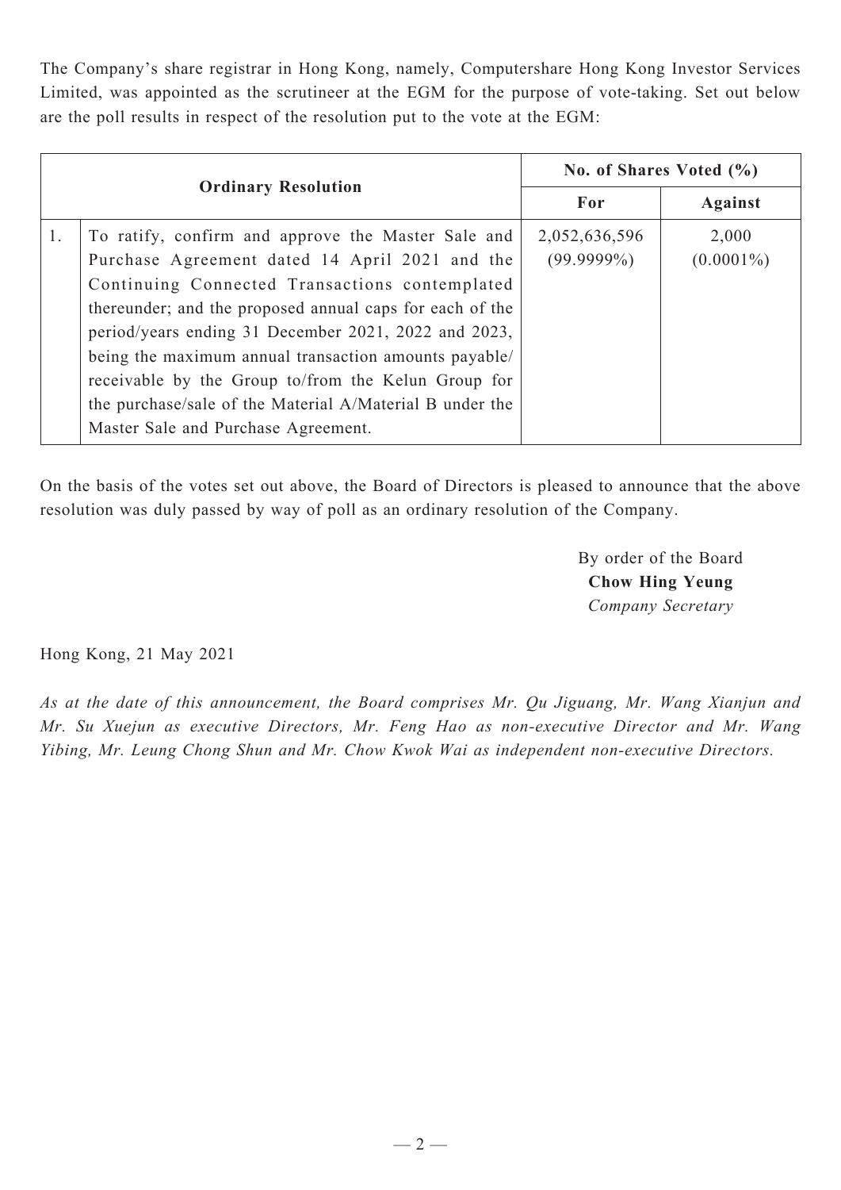The Company's share registrar in Hong Kong, namely, Computershare Hong Kong Investor Services Limited, was appointed as the scrutineer at the EGM for the purpose of vote-taking. Set out below are the poll results in respect of the resolution put to the vote at the EGM:

| Ordinary Resolution | | No. of Shares Voted (%) | |
|---|---|---|---|
| | | **For** | **Against** |
| 1. | To ratify, confirm and approve the Master Sale and Purchase Agreement dated 14 April 2021 and the Continuing Connected Transactions contemplated thereunder; and the proposed annual caps for each of the period/years ending 31 December 2021, 2022 and 2023, being the maximum annual transaction amounts payable/receivable by the Group to/from the Kelun Group for the purchase/sale of the Material A/Material B under the Master Sale and Purchase Agreement. | 2,052,636,596 (99.9999%) | 2,000 (0.0001%) |

On the basis of the votes set out above, the Board of Directors is pleased to announce that the above resolution was duly passed by way of poll as an ordinary resolution of the Company.

By order of the Board
**Chow Hing Yeung**
*Company Secretary*

Hong Kong, 21 May 2021

*As at the date of this announcement, the Board comprises Mr. Qu Jiguang, Mr. Wang Xianjun and Mr. Su Xuejun as executive Directors, Mr. Feng Hao as non-executive Director and Mr. Wang Yibing, Mr. Leung Chong Shun and Mr. Chow Kwok Wai as independent non-executive Directors.*